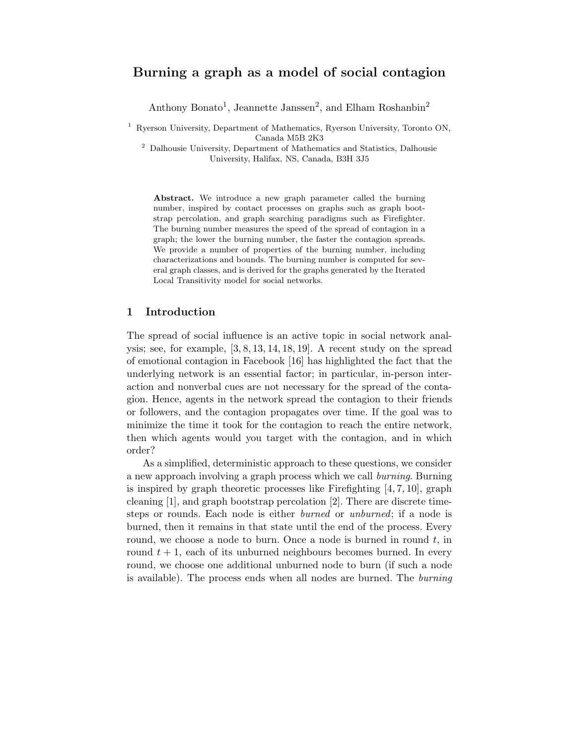# Burning a graph as a model of social contagion

Anthony Bonato[1], Jeannette Janssen[2], and Elham Roshanbin[2]

[1] Ryerson University, Department of Mathematics, Ryerson University, Toronto ON, Canada M5B 2K3

[2] Dalhousie University, Department of Mathematics and Statistics, Dalhousie University, Halifax, NS, Canada, B3H 3J5

**Abstract.** We introduce a new graph parameter called the burning number, inspired by contact processes on graphs such as graph bootstrap percolation, and graph searching paradigms such as Firefighter. The burning number measures the speed of the spread of contagion in a graph; the lower the burning number, the faster the contagion spreads. We provide a number of properties of the burning number, including characterizations and bounds. The burning number is computed for several graph classes, and is derived for the graphs generated by the Iterated Local Transitivity model for social networks.

## 1 Introduction

The spread of social influence is an active topic in social network analysis; see, for example, [3, 8, 13, 14, 18, 19]. A recent study on the spread of emotional contagion in Facebook [16] has highlighted the fact that the underlying network is an essential factor; in particular, in-person interaction and nonverbal cues are not necessary for the spread of the contagion. Hence, agents in the network spread the contagion to their friends or followers, and the contagion propagates over time. If the goal was to minimize the time it took for the contagion to reach the entire network, then which agents would you target with the contagion, and in which order?

As a simplified, deterministic approach to these questions, we consider a new approach involving a graph process which we call *burning*. Burning is inspired by graph theoretic processes like Firefighting [4, 7, 10], graph cleaning [1], and graph bootstrap percolation [2]. There are discrete timesteps or rounds. Each node is either *burned* or *unburned*; if a node is burned, then it remains in that state until the end of the process. Every round, we choose a node to burn. Once a node is burned in round $t$, in round $t+1$, each of its unburned neighbours becomes burned. In every round, we choose one additional unburned node to burn (if such a node is available). The process ends when all nodes are burned. The *burning*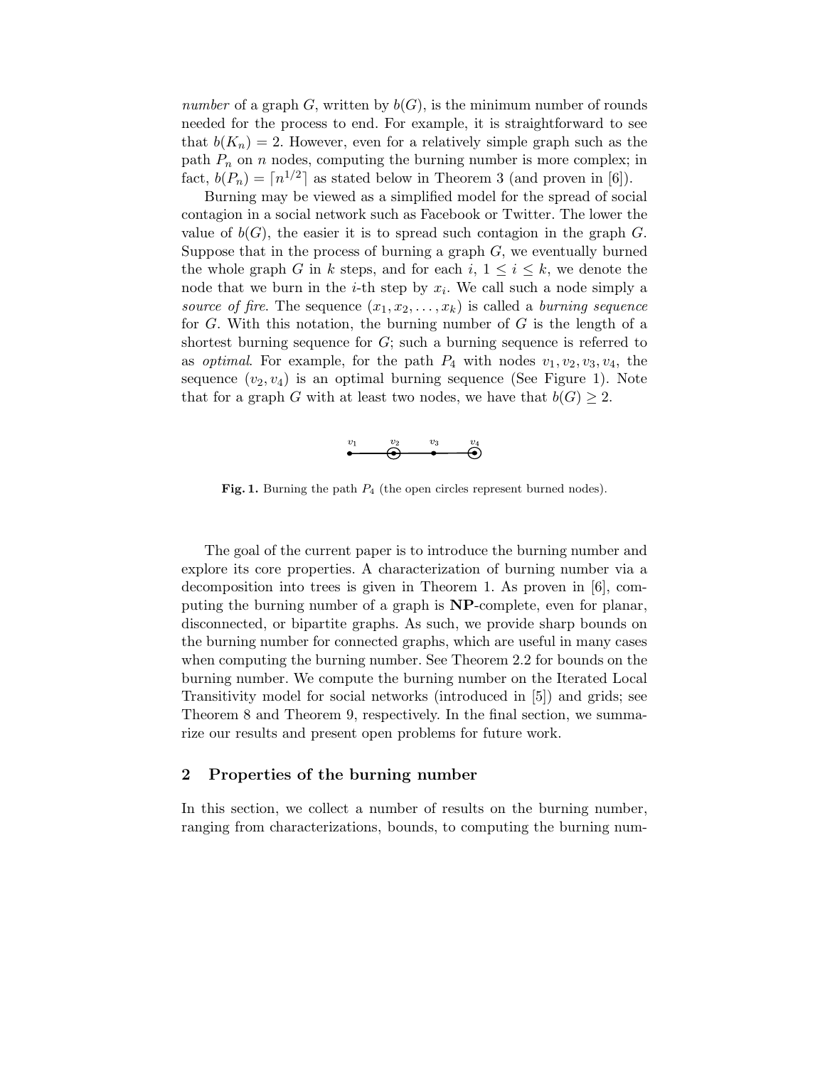*number* of a graph $G$, written by $b(G)$, is the minimum number of rounds needed for the process to end. For example, it is straightforward to see that $b(K_n) = 2$. However, even for a relatively simple graph such as the path $P_n$ on $n$ nodes, computing the burning number is more complex; in fact, $b(P_n) = \lceil n^{1/2} \rceil$ as stated below in Theorem 3 (and proven in [6]).

Burning may be viewed as a simplified model for the spread of social contagion in a social network such as Facebook or Twitter. The lower the value of $b(G)$, the easier it is to spread such contagion in the graph $G$. Suppose that in the process of burning a graph $G$, we eventually burned the whole graph $G$ in $k$ steps, and for each $i$, $1 \leq i \leq k$, we denote the node that we burn in the $i$-th step by $x_i$. We call such a node simply a *source of fire*. The sequence $(x_1, x_2, \ldots, x_k)$ is called a *burning sequence* for $G$. With this notation, the burning number of $G$ is the length of a shortest burning sequence for $G$; such a burning sequence is referred to as *optimal*. For example, for the path $P_4$ with nodes $v_1, v_2, v_3, v_4$, the sequence $(v_2, v_4)$ is an optimal burning sequence (See Figure 1). Note that for a graph $G$ with at least two nodes, we have that $b(G) \geq 2$.

**Fig. 1.** Burning the path $P_4$ (the open circles represent burned nodes).

The goal of the current paper is to introduce the burning number and explore its core properties. A characterization of burning number via a decomposition into trees is given in Theorem 1. As proven in [6], computing the burning number of a graph is **NP**-complete, even for planar, disconnected, or bipartite graphs. As such, we provide sharp bounds on the burning number for connected graphs, which are useful in many cases when computing the burning number. See Theorem 2.2 for bounds on the burning number. We compute the burning number on the Iterated Local Transitivity model for social networks (introduced in [5]) and grids; see Theorem 8 and Theorem 9, respectively. In the final section, we summarize our results and present open problems for future work.

## 2 Properties of the burning number

In this section, we collect a number of results on the burning number, ranging from characterizations, bounds, to computing the burning num-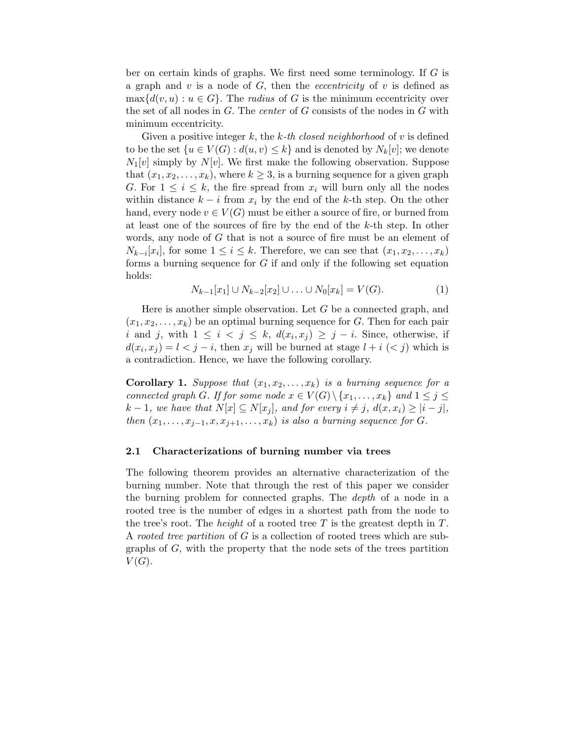ber on certain kinds of graphs. We first need some terminology. If $G$ is a graph and $v$ is a node of $G$, then the *eccentricity* of $v$ is defined as $\max\{d(v,u) : u \in G\}$. The *radius* of $G$ is the minimum eccentricity over the set of all nodes in $G$. The *center* of $G$ consists of the nodes in $G$ with minimum eccentricity.

Given a positive integer $k$, the *k-th closed neighborhood* of $v$ is defined to be the set $\{u \in V(G) : d(u,v) \leq k\}$ and is denoted by $N_k[v]$; we denote $N_1[v]$ simply by $N[v]$. We first make the following observation. Suppose that $(x_1, x_2, \ldots, x_k)$, where $k \geq 3$, is a burning sequence for a given graph $G$. For $1 \leq i \leq k$, the fire spread from $x_i$ will burn only all the nodes within distance $k - i$ from $x_i$ by the end of the $k$-th step. On the other hand, every node $v \in V(G)$ must be either a source of fire, or burned from at least one of the sources of fire by the end of the $k$-th step. In other words, any node of $G$ that is not a source of fire must be an element of $N_{k-i}[x_i]$, for some $1 \leq i \leq k$. Therefore, we can see that $(x_1, x_2, \ldots, x_k)$ forms a burning sequence for $G$ if and only if the following set equation holds:

$$N_{k-1}[x_1] \cup N_{k-2}[x_2] \cup \ldots \cup N_0[x_k] = V(G). \tag{1}$$

Here is another simple observation. Let $G$ be a connected graph, and $(x_1, x_2, \ldots, x_k)$ be an optimal burning sequence for $G$. Then for each pair $i$ and $j$, with $1 \leq i < j \leq k$, $d(x_i, x_j) \geq j - i$. Since, otherwise, if $d(x_i, x_j) = l < j - i$, then $x_j$ will be burned at stage $l + i$ $(< j)$ which is a contradiction. Hence, we have the following corollary.

**Corollary 1.** *Suppose that $(x_1, x_2, \ldots, x_k)$ is a burning sequence for a connected graph $G$. If for some node $x \in V(G) \setminus \{x_1, \ldots, x_k\}$ and $1 \leq j \leq k-1$, we have that $N[x] \subseteq N[x_j]$, and for every $i \neq j$, $d(x, x_i) \geq |i - j|$, then $(x_1, \ldots, x_{j-1}, x, x_{j+1}, \ldots, x_k)$ is also a burning sequence for $G$.*

### 2.1 Characterizations of burning number via trees

The following theorem provides an alternative characterization of the burning number. Note that through the rest of this paper we consider the burning problem for connected graphs. The *depth* of a node in a rooted tree is the number of edges in a shortest path from the node to the tree's root. The *height* of a rooted tree $T$ is the greatest depth in $T$. A *rooted tree partition* of $G$ is a collection of rooted trees which are subgraphs of $G$, with the property that the node sets of the trees partition $V(G)$.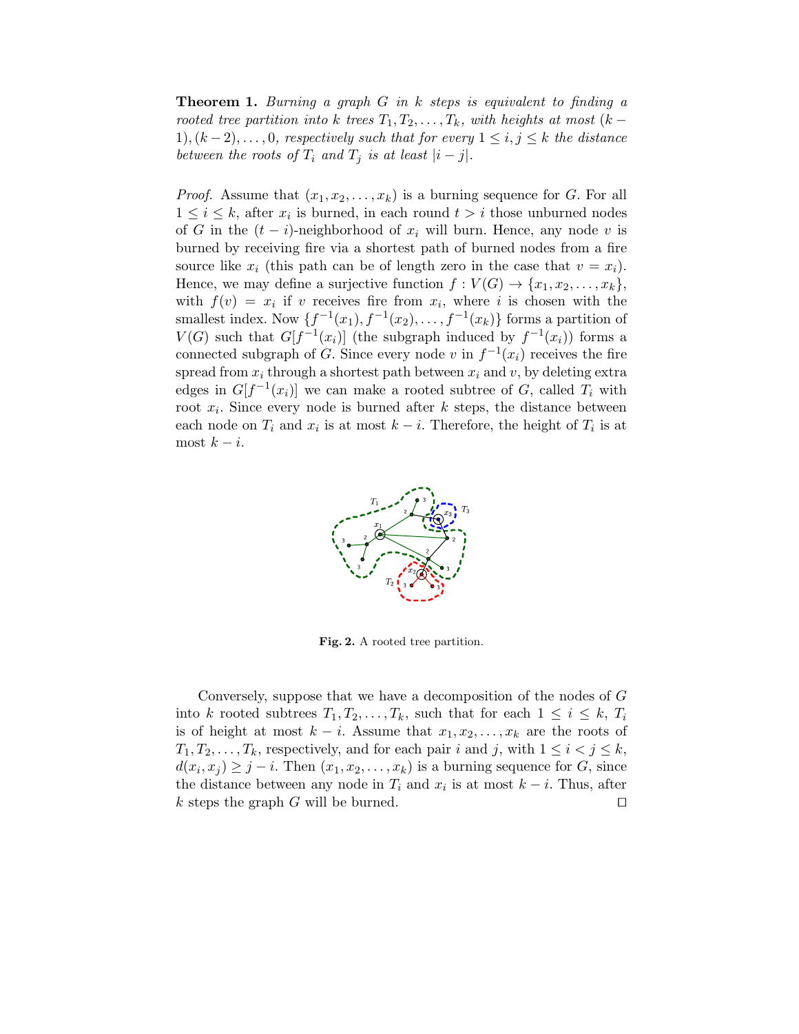**Theorem 1.** *Burning a graph $G$ in $k$ steps is equivalent to finding a rooted tree partition into $k$ trees $T_1, T_2, \ldots, T_k$, with heights at most $(k-1), (k-2), \ldots, 0$, respectively such that for every $1 \leq i, j \leq k$ the distance between the roots of $T_i$ and $T_j$ is at least $|i - j|$.*

*Proof.* Assume that $(x_1, x_2, \ldots, x_k)$ is a burning sequence for $G$. For all $1 \leq i \leq k$, after $x_i$ is burned, in each round $t > i$ those unburned nodes of $G$ in the $(t - i)$-neighborhood of $x_i$ will burn. Hence, any node $v$ is burned by receiving fire via a shortest path of burned nodes from a fire source like $x_i$ (this path can be of length zero in the case that $v = x_i$). Hence, we may define a surjective function $f : V(G) \to \{x_1, x_2, \ldots, x_k\}$, with $f(v) = x_i$ if $v$ receives fire from $x_i$, where $i$ is chosen with the smallest index. Now $\{f^{-1}(x_1), f^{-1}(x_2), \ldots, f^{-1}(x_k)\}$ forms a partition of $V(G)$ such that $G[f^{-1}(x_i)]$ (the subgraph induced by $f^{-1}(x_i)$) forms a connected subgraph of $G$. Since every node $v$ in $f^{-1}(x_i)$ receives the fire spread from $x_i$ through a shortest path between $x_i$ and $v$, by deleting extra edges in $G[f^{-1}(x_i)]$ we can make a rooted subtree of $G$, called $T_i$ with root $x_i$. Since every node is burned after $k$ steps, the distance between each node on $T_i$ and $x_i$ is at most $k - i$. Therefore, the height of $T_i$ is at most $k - i$.

**Fig. 2.** A rooted tree partition.

Conversely, suppose that we have a decomposition of the nodes of $G$ into $k$ rooted subtrees $T_1, T_2, \ldots, T_k$, such that for each $1 \leq i \leq k$, $T_i$ is of height at most $k - i$. Assume that $x_1, x_2, \ldots, x_k$ are the roots of $T_1, T_2, \ldots, T_k$, respectively, and for each pair $i$ and $j$, with $1 \leq i < j \leq k$, $d(x_i, x_j) \geq j - i$. Then $(x_1, x_2, \ldots, x_k)$ is a burning sequence for $G$, since the distance between any node in $T_i$ and $x_i$ is at most $k - i$. Thus, after $k$ steps the graph $G$ will be burned. □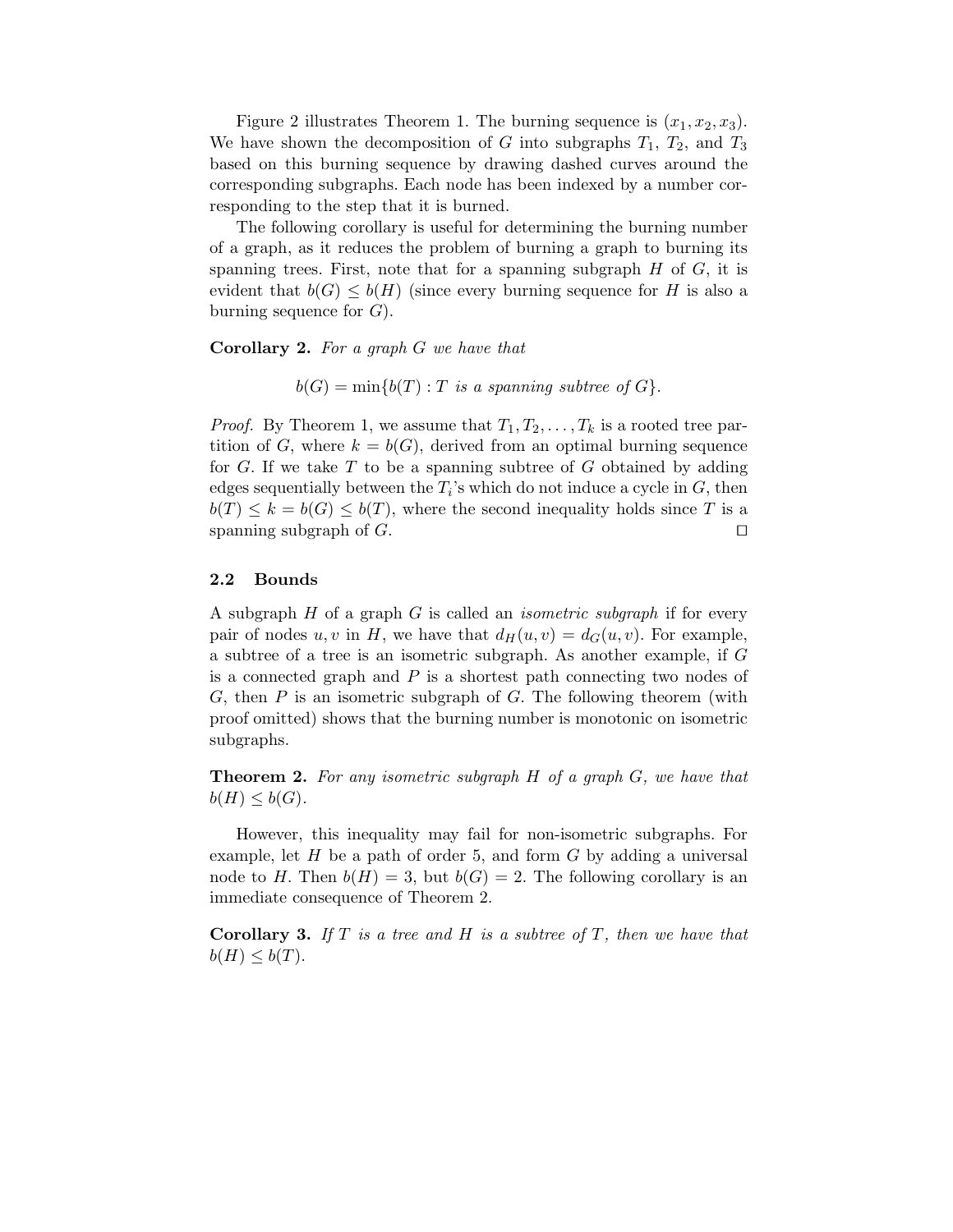Figure 2 illustrates Theorem 1. The burning sequence is $(x_1, x_2, x_3)$. We have shown the decomposition of $G$ into subgraphs $T_1$, $T_2$, and $T_3$ based on this burning sequence by drawing dashed curves around the corresponding subgraphs. Each node has been indexed by a number corresponding to the step that it is burned.

The following corollary is useful for determining the burning number of a graph, as it reduces the problem of burning a graph to burning its spanning trees. First, note that for a spanning subgraph $H$ of $G$, it is evident that $b(G) \leq b(H)$ (since every burning sequence for $H$ is also a burning sequence for $G$).

**Corollary 2.** *For a graph $G$ we have that*

$$b(G) = \min\{b(T) : T \text{ is a spanning subtree of } G\}.$$

*Proof.* By Theorem 1, we assume that $T_1, T_2, \ldots, T_k$ is a rooted tree partition of $G$, where $k = b(G)$, derived from an optimal burning sequence for $G$. If we take $T$ to be a spanning subtree of $G$ obtained by adding edges sequentially between the $T_i$'s which do not induce a cycle in $G$, then $b(T) \leq k = b(G) \leq b(T)$, where the second inequality holds since $T$ is a spanning subgraph of $G$. □

### 2.2 Bounds

A subgraph $H$ of a graph $G$ is called an *isometric subgraph* if for every pair of nodes $u, v$ in $H$, we have that $d_H(u, v) = d_G(u, v)$. For example, a subtree of a tree is an isometric subgraph. As another example, if $G$ is a connected graph and $P$ is a shortest path connecting two nodes of $G$, then $P$ is an isometric subgraph of $G$. The following theorem (with proof omitted) shows that the burning number is monotonic on isometric subgraphs.

**Theorem 2.** *For any isometric subgraph $H$ of a graph $G$, we have that $b(H) \leq b(G)$.*

However, this inequality may fail for non-isometric subgraphs. For example, let $H$ be a path of order 5, and form $G$ by adding a universal node to $H$. Then $b(H) = 3$, but $b(G) = 2$. The following corollary is an immediate consequence of Theorem 2.

**Corollary 3.** *If $T$ is a tree and $H$ is a subtree of $T$, then we have that $b(H) \leq b(T)$.*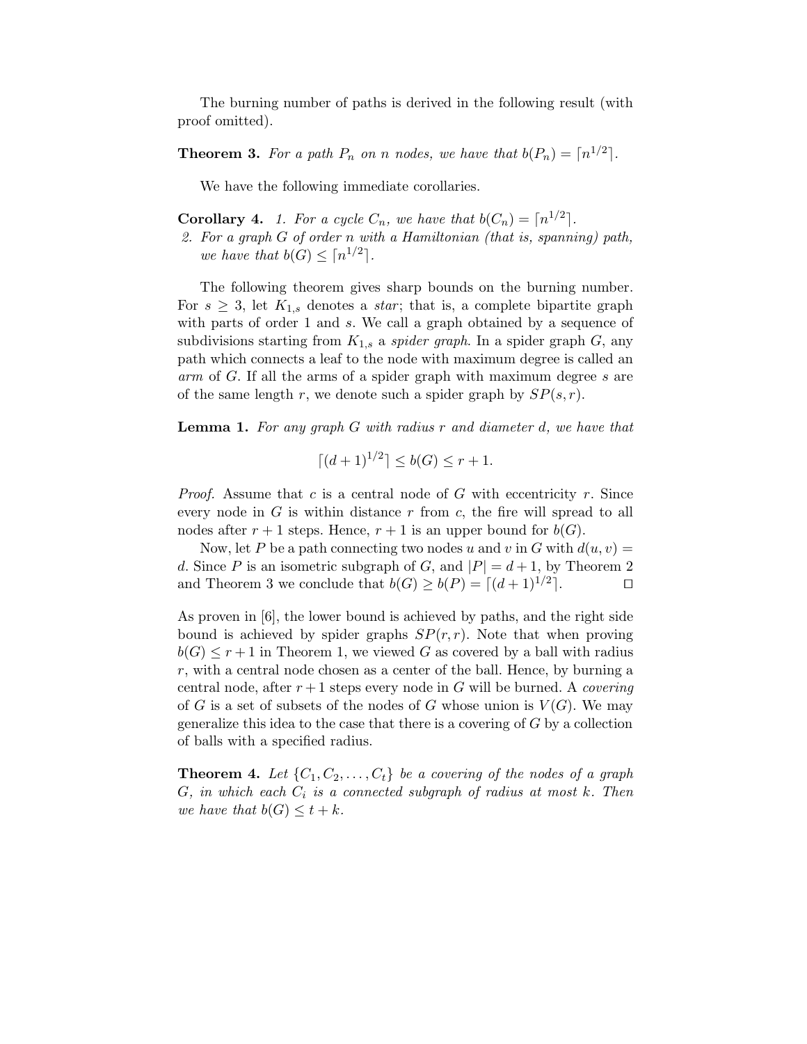The burning number of paths is derived in the following result (with proof omitted).

**Theorem 3.** *For a path $P_n$ on $n$ nodes, we have that $b(P_n) = \lceil n^{1/2} \rceil$.*

We have the following immediate corollaries.

**Corollary 4.** *1. For a cycle $C_n$, we have that $b(C_n) = \lceil n^{1/2} \rceil$.*
*2. For a graph $G$ of order $n$ with a Hamiltonian (that is, spanning) path, we have that $b(G) \leq \lceil n^{1/2} \rceil$.*

The following theorem gives sharp bounds on the burning number. For $s \geq 3$, let $K_{1,s}$ denotes a *star*; that is, a complete bipartite graph with parts of order 1 and $s$. We call a graph obtained by a sequence of subdivisions starting from $K_{1,s}$ a *spider graph*. In a spider graph $G$, any path which connects a leaf to the node with maximum degree is called an *arm* of $G$. If all the arms of a spider graph with maximum degree $s$ are of the same length $r$, we denote such a spider graph by $SP(s, r)$.

**Lemma 1.** *For any graph $G$ with radius $r$ and diameter $d$, we have that*

$$\lceil (d + 1)^{1/2} \rceil \leq b(G) \leq r + 1.$$

*Proof.* Assume that $c$ is a central node of $G$ with eccentricity $r$. Since every node in $G$ is within distance $r$ from $c$, the fire will spread to all nodes after $r + 1$ steps. Hence, $r + 1$ is an upper bound for $b(G)$.

Now, let $P$ be a path connecting two nodes $u$ and $v$ in $G$ with $d(u, v) = d$. Since $P$ is an isometric subgraph of $G$, and $|P| = d + 1$, by Theorem 2 and Theorem 3 we conclude that $b(G) \geq b(P) = \lceil (d + 1)^{1/2} \rceil$. □

As proven in [6], the lower bound is achieved by paths, and the right side bound is achieved by spider graphs $SP(r, r)$. Note that when proving $b(G) \leq r + 1$ in Theorem 1, we viewed $G$ as covered by a ball with radius $r$, with a central node chosen as a center of the ball. Hence, by burning a central node, after $r + 1$ steps every node in $G$ will be burned. A *covering* of $G$ is a set of subsets of the nodes of $G$ whose union is $V(G)$. We may generalize this idea to the case that there is a covering of $G$ by a collection of balls with a specified radius.

**Theorem 4.** *Let $\{C_1, C_2, \ldots, C_t\}$ be a covering of the nodes of a graph $G$, in which each $C_i$ is a connected subgraph of radius at most $k$. Then we have that $b(G) \leq t + k$.*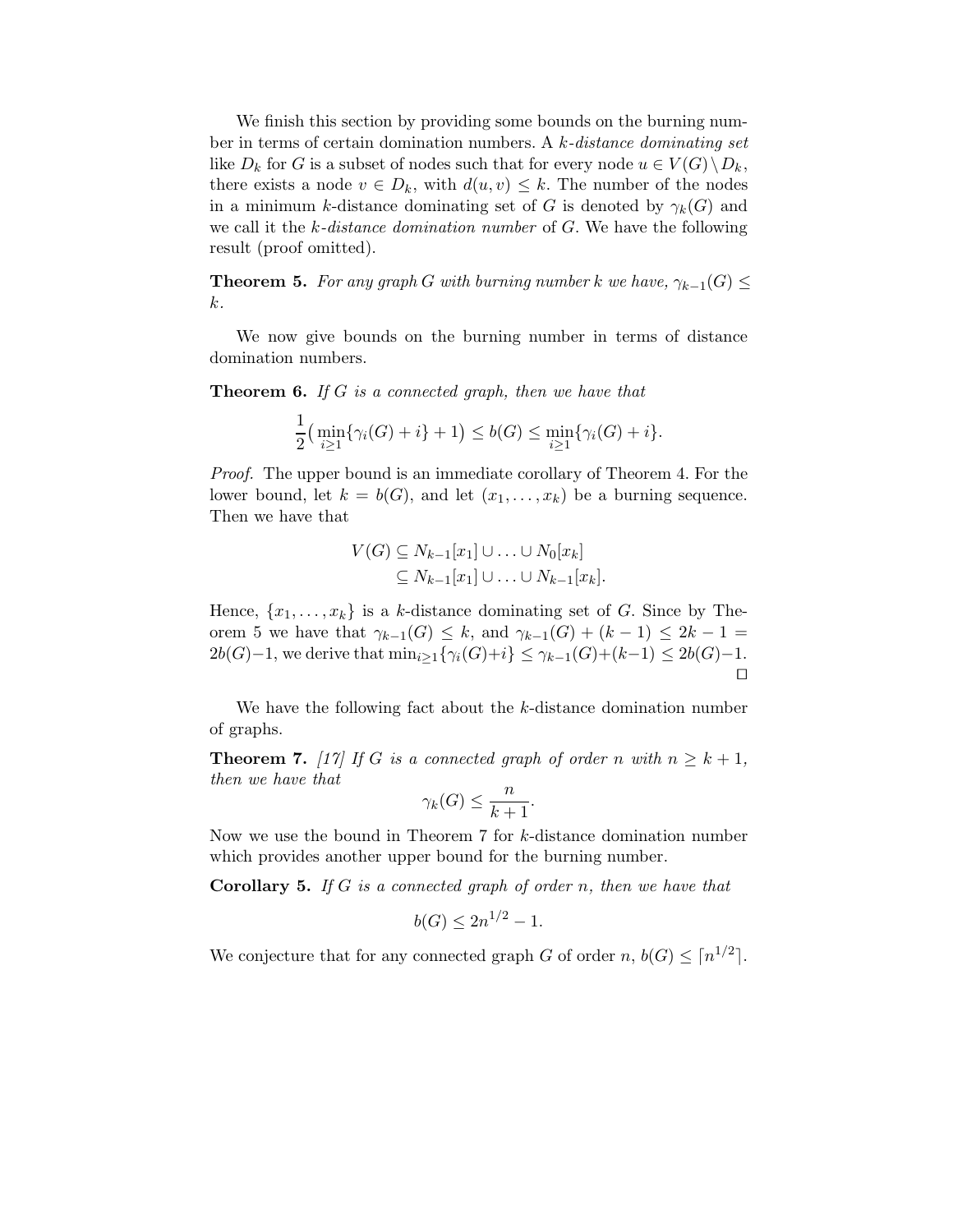We finish this section by providing some bounds on the burning number in terms of certain domination numbers. A *k-distance dominating set* like $D_k$ for $G$ is a subset of nodes such that for every node $u \in V(G) \setminus D_k$, there exists a node $v \in D_k$, with $d(u, v) \leq k$. The number of the nodes in a minimum $k$-distance dominating set of $G$ is denoted by $\gamma_k(G)$ and we call it the *k-distance domination number* of $G$. We have the following result (proof omitted).

**Theorem 5.** *For any graph $G$ with burning number $k$ we have, $\gamma_{k-1}(G) \leq k$.*

We now give bounds on the burning number in terms of distance domination numbers.

**Theorem 6.** *If $G$ is a connected graph, then we have that*

$$\frac{1}{2}\big(\min_{i\geq 1}\{\gamma_i(G) + i\} + 1\big) \leq b(G) \leq \min_{i\geq 1}\{\gamma_i(G) + i\}.$$

*Proof.* The upper bound is an immediate corollary of Theorem 4. For the lower bound, let $k = b(G)$, and let $(x_1, \ldots, x_k)$ be a burning sequence. Then we have that

$$\begin{aligned} V(G) &\subseteq N_{k-1}[x_1] \cup \ldots \cup N_0[x_k] \\ &\subseteq N_{k-1}[x_1] \cup \ldots \cup N_{k-1}[x_k]. \end{aligned}$$

Hence, $\{x_1, \ldots, x_k\}$ is a $k$-distance dominating set of $G$. Since by Theorem 5 we have that $\gamma_{k-1}(G) \leq k$, and $\gamma_{k-1}(G) + (k-1) \leq 2k - 1 = 2b(G) - 1$, we derive that $\min_{i\geq 1}\{\gamma_i(G)+i\} \leq \gamma_{k-1}(G)+(k-1) \leq 2b(G)-1$. □

We have the following fact about the $k$-distance domination number of graphs.

**Theorem 7.** [17] *If $G$ is a connected graph of order $n$ with $n \geq k + 1$, then we have that*

$$\gamma_k(G) \leq \frac{n}{k+1}.$$

Now we use the bound in Theorem 7 for $k$-distance domination number which provides another upper bound for the burning number.

**Corollary 5.** *If $G$ is a connected graph of order $n$, then we have that*

$$b(G) \leq 2n^{1/2} - 1.$$

We conjecture that for any connected graph $G$ of order $n$, $b(G) \leq \lceil n^{1/2} \rceil$.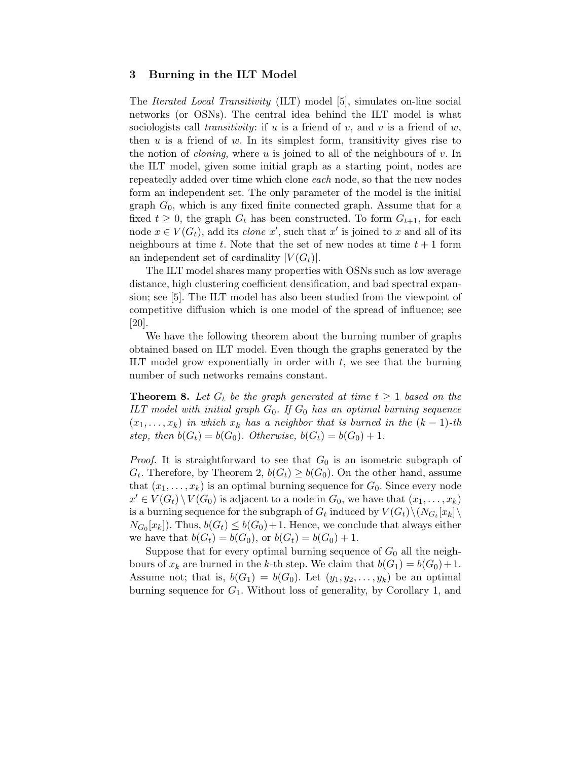## 3 Burning in the ILT Model

The *Iterated Local Transitivity* (ILT) model [5], simulates on-line social networks (or OSNs). The central idea behind the ILT model is what sociologists call *transitivity*: if $u$ is a friend of $v$, and $v$ is a friend of $w$, then $u$ is a friend of $w$. In its simplest form, transitivity gives rise to the notion of *cloning*, where $u$ is joined to all of the neighbours of $v$. In the ILT model, given some initial graph as a starting point, nodes are repeatedly added over time which clone *each* node, so that the new nodes form an independent set. The only parameter of the model is the initial graph $G_0$, which is any fixed finite connected graph. Assume that for a fixed $t \geq 0$, the graph $G_t$ has been constructed. To form $G_{t+1}$, for each node $x \in V(G_t)$, add its *clone* $x'$, such that $x'$ is joined to $x$ and all of its neighbours at time $t$. Note that the set of new nodes at time $t+1$ form an independent set of cardinality $|V(G_t)|$.

The ILT model shares many properties with OSNs such as low average distance, high clustering coefficient densification, and bad spectral expansion; see [5]. The ILT model has also been studied from the viewpoint of competitive diffusion which is one model of the spread of influence; see [20].

We have the following theorem about the burning number of graphs obtained based on ILT model. Even though the graphs generated by the ILT model grow exponentially in order with $t$, we see that the burning number of such networks remains constant.

**Theorem 8.** *Let $G_t$ be the graph generated at time $t \geq 1$ based on the ILT model with initial graph $G_0$. If $G_0$ has an optimal burning sequence $(x_1, \ldots, x_k)$ in which $x_k$ has a neighbor that is burned in the $(k-1)$-th step, then $b(G_t) = b(G_0)$. Otherwise, $b(G_t) = b(G_0) + 1$.*

*Proof.* It is straightforward to see that $G_0$ is an isometric subgraph of $G_t$. Therefore, by Theorem 2, $b(G_t) \geq b(G_0)$. On the other hand, assume that $(x_1, \ldots, x_k)$ is an optimal burning sequence for $G_0$. Since every node $x' \in V(G_t) \setminus V(G_0)$ is adjacent to a node in $G_0$, we have that $(x_1, \ldots, x_k)$ is a burning sequence for the subgraph of $G_t$ induced by $V(G_t) \setminus (N_{G_t}[x_k] \setminus N_{G_0}[x_k])$. Thus, $b(G_t) \leq b(G_0) + 1$. Hence, we conclude that always either we have that $b(G_t) = b(G_0)$, or $b(G_t) = b(G_0) + 1$.

Suppose that for every optimal burning sequence of $G_0$ all the neighbours of $x_k$ are burned in the $k$-th step. We claim that $b(G_1) = b(G_0) + 1$. Assume not; that is, $b(G_1) = b(G_0)$. Let $(y_1, y_2, \ldots, y_k)$ be an optimal burning sequence for $G_1$. Without loss of generality, by Corollary 1, and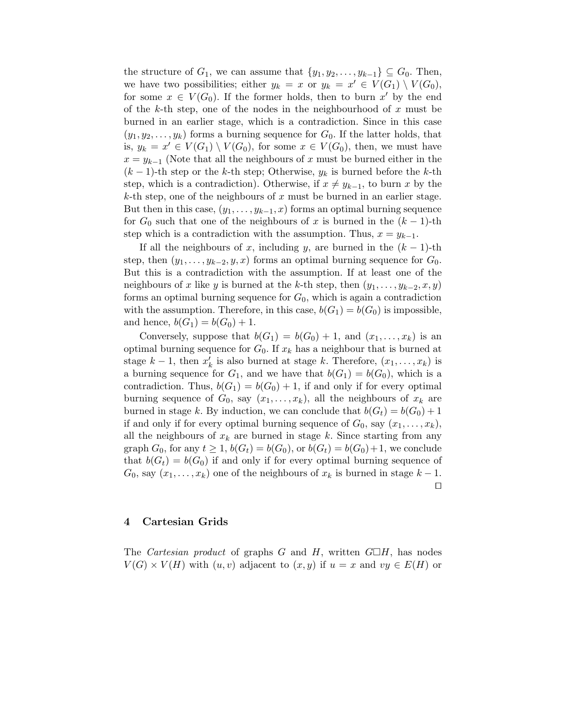the structure of $G_1$, we can assume that $\{y_1, y_2, \ldots, y_{k-1}\} \subseteq G_0$. Then, we have two possibilities; either $y_k = x$ or $y_k = x' \in V(G_1) \setminus V(G_0)$, for some $x \in V(G_0)$. If the former holds, then to burn $x'$ by the end of the $k$-th step, one of the nodes in the neighbourhood of $x$ must be burned in an earlier stage, which is a contradiction. Since in this case $(y_1, y_2, \ldots, y_k)$ forms a burning sequence for $G_0$. If the latter holds, that is, $y_k = x' \in V(G_1) \setminus V(G_0)$, for some $x \in V(G_0)$, then, we must have $x = y_{k-1}$ (Note that all the neighbours of $x$ must be burned either in the $(k-1)$-th step or the $k$-th step; Otherwise, $y_k$ is burned before the $k$-th step, which is a contradiction). Otherwise, if $x \neq y_{k-1}$, to burn $x$ by the $k$-th step, one of the neighbours of $x$ must be burned in an earlier stage. But then in this case, $(y_1, \ldots, y_{k-1}, x)$ forms an optimal burning sequence for $G_0$ such that one of the neighbours of $x$ is burned in the $(k-1)$-th step which is a contradiction with the assumption. Thus, $x = y_{k-1}$.

If all the neighbours of $x$, including $y$, are burned in the $(k-1)$-th step, then $(y_1, \ldots, y_{k-2}, y, x)$ forms an optimal burning sequence for $G_0$. But this is a contradiction with the assumption. If at least one of the neighbours of $x$ like $y$ is burned at the $k$-th step, then $(y_1, \ldots, y_{k-2}, x, y)$ forms an optimal burning sequence for $G_0$, which is again a contradiction with the assumption. Therefore, in this case, $b(G_1) = b(G_0)$ is impossible, and hence, $b(G_1) = b(G_0) + 1$.

Conversely, suppose that $b(G_1) = b(G_0) + 1$, and $(x_1, \ldots, x_k)$ is an optimal burning sequence for $G_0$. If $x_k$ has a neighbour that is burned at stage $k-1$, then $x'_k$ is also burned at stage $k$. Therefore, $(x_1, \ldots, x_k)$ is a burning sequence for $G_1$, and we have that $b(G_1) = b(G_0)$, which is a contradiction. Thus, $b(G_1) = b(G_0) + 1$, if and only if for every optimal burning sequence of $G_0$, say $(x_1, \ldots, x_k)$, all the neighbours of $x_k$ are burned in stage $k$. By induction, we can conclude that $b(G_t) = b(G_0) + 1$ if and only if for every optimal burning sequence of $G_0$, say $(x_1, \ldots, x_k)$, all the neighbours of $x_k$ are burned in stage $k$. Since starting from any graph $G_0$, for any $t \geq 1$, $b(G_t) = b(G_0)$, or $b(G_t) = b(G_0) + 1$, we conclude that $b(G_t) = b(G_0)$ if and only if for every optimal burning sequence of $G_0$, say $(x_1, \ldots, x_k)$ one of the neighbours of $x_k$ is burned in stage $k-1$. □

## 4 Cartesian Grids

The *Cartesian product* of graphs $G$ and $H$, written $G \square H$, has nodes $V(G) \times V(H)$ with $(u, v)$ adjacent to $(x, y)$ if $u = x$ and $vy \in E(H)$ or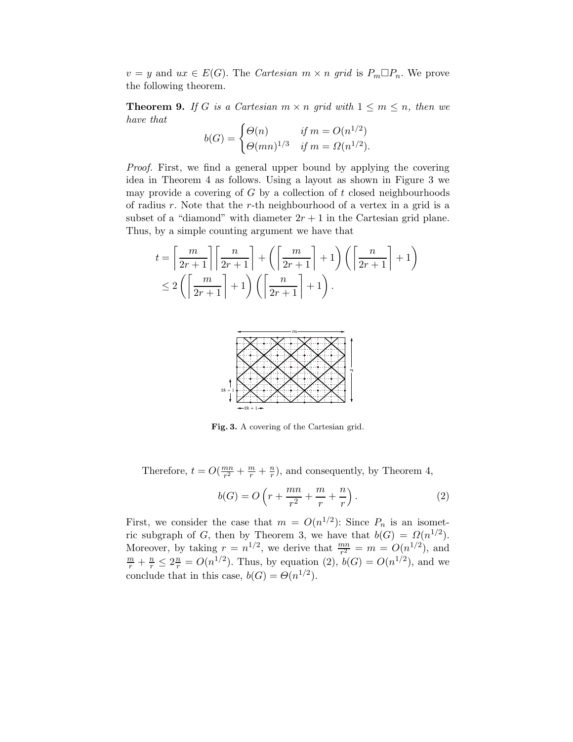$v = y$ and $ux \in E(G)$. The *Cartesian* $m \times n$ *grid* is $P_m \square P_n$. We prove the following theorem.

**Theorem 9.** *If $G$ is a Cartesian $m \times n$ grid with $1 \leq m \leq n$, then we have that*

$$b(G) = \begin{cases} \Theta(n) & \text{if } m = O(n^{1/2}) \\ \Theta(mn)^{1/3} & \text{if } m = \Omega(n^{1/2}). \end{cases}$$

*Proof.* First, we find a general upper bound by applying the covering idea in Theorem 4 as follows. Using a layout as shown in Figure 3 we may provide a covering of $G$ by a collection of $t$ closed neighbourhoods of radius $r$. Note that the $r$-th neighbourhood of a vertex in a grid is a subset of a "diamond" with diameter $2r+1$ in the Cartesian grid plane. Thus, by a simple counting argument we have that

$$\begin{aligned} t &= \left\lceil \frac{m}{2r+1} \right\rceil \left\lceil \frac{n}{2r+1} \right\rceil + \left( \left\lceil \frac{m}{2r+1} \right\rceil + 1 \right) \left( \left\lceil \frac{n}{2r+1} \right\rceil + 1 \right) \\ &\leq 2 \left( \left\lceil \frac{m}{2r+1} \right\rceil + 1 \right) \left( \left\lceil \frac{n}{2r+1} \right\rceil + 1 \right). \end{aligned}$$

**Fig. 3.** A covering of the Cartesian grid.

Therefore, $t = O(\frac{mn}{r^2} + \frac{m}{r} + \frac{n}{r})$, and consequently, by Theorem 4,

$$b(G) = O\left( r + \frac{mn}{r^2} + \frac{m}{r} + \frac{n}{r} \right). \tag{2}$$

First, we consider the case that $m = O(n^{1/2})$: Since $P_n$ is an isometric subgraph of $G$, then by Theorem 3, we have that $b(G) = \Omega(n^{1/2})$. Moreover, by taking $r = n^{1/2}$, we derive that $\frac{mn}{r^2} = m = O(n^{1/2})$, and $\frac{m}{r} + \frac{n}{r} \leq 2\frac{n}{r} = O(n^{1/2})$. Thus, by equation (2), $b(G) = O(n^{1/2})$, and we conclude that in this case, $b(G) = \Theta(n^{1/2})$.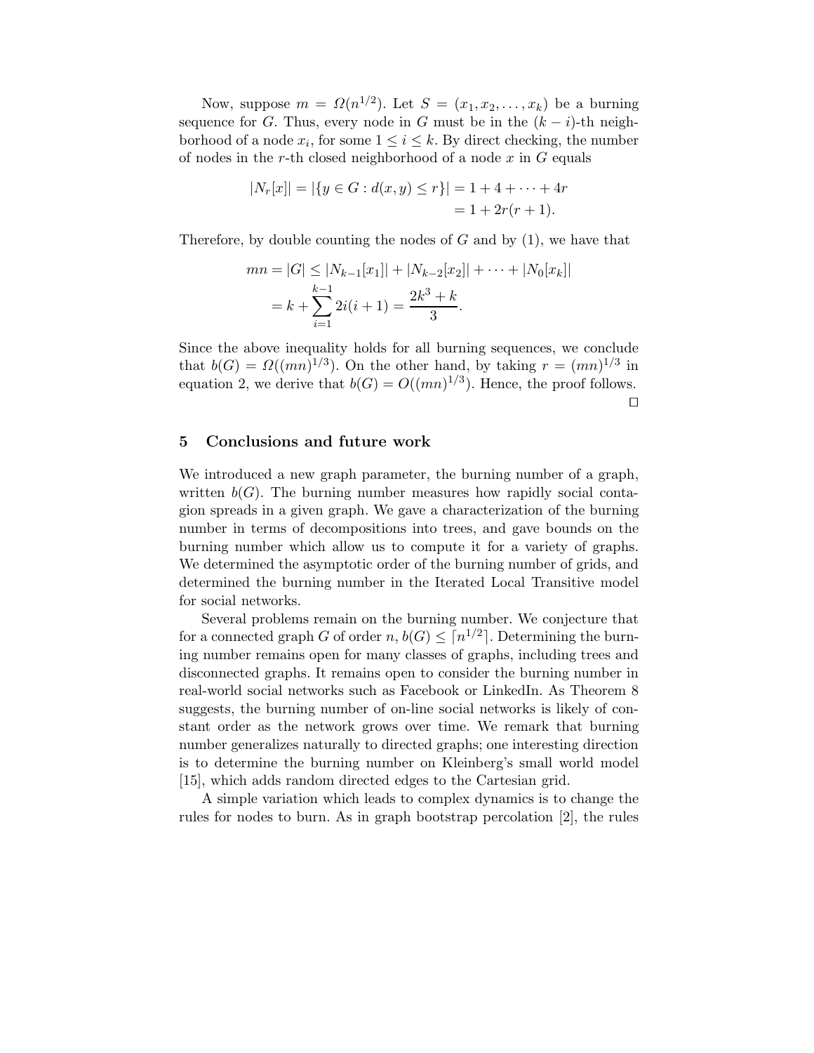Now, suppose $m = \Omega(n^{1/2})$. Let $S = (x_1, x_2, \ldots, x_k)$ be a burning sequence for $G$. Thus, every node in $G$ must be in the $(k-i)$-th neighborhood of a node $x_i$, for some $1 \leq i \leq k$. By direct checking, the number of nodes in the $r$-th closed neighborhood of a node $x$ in $G$ equals

$$
\begin{aligned}
|N_r[x]| = |\{y \in G : d(x, y) \leq r\}| &= 1 + 4 + \cdots + 4r \\
&= 1 + 2r(r+1).
\end{aligned}
$$

Therefore, by double counting the nodes of $G$ and by (1), we have that

$$
\begin{aligned}
mn = |G| &\leq |N_{k-1}[x_1]| + |N_{k-2}[x_2]| + \cdots + |N_0[x_k]| \\
&= k + \sum_{i=1}^{k-1} 2i(i+1) = \frac{2k^3 + k}{3}.
\end{aligned}
$$

Since the above inequality holds for all burning sequences, we conclude that $b(G) = \Omega((mn)^{1/3})$. On the other hand, by taking $r = (mn)^{1/3}$ in equation 2, we derive that $b(G) = O((mn)^{1/3})$. Hence, the proof follows. □

## 5 Conclusions and future work

We introduced a new graph parameter, the burning number of a graph, written $b(G)$. The burning number measures how rapidly social contagion spreads in a given graph. We gave a characterization of the burning number in terms of decompositions into trees, and gave bounds on the burning number which allow us to compute it for a variety of graphs. We determined the asymptotic order of the burning number of grids, and determined the burning number in the Iterated Local Transitive model for social networks.

Several problems remain on the burning number. We conjecture that for a connected graph $G$ of order $n$, $b(G) \leq \lceil n^{1/2} \rceil$. Determining the burning number remains open for many classes of graphs, including trees and disconnected graphs. It remains open to consider the burning number in real-world social networks such as Facebook or LinkedIn. As Theorem 8 suggests, the burning number of on-line social networks is likely of constant order as the network grows over time. We remark that burning number generalizes naturally to directed graphs; one interesting direction is to determine the burning number on Kleinberg's small world model [15], which adds random directed edges to the Cartesian grid.

A simple variation which leads to complex dynamics is to change the rules for nodes to burn. As in graph bootstrap percolation [2], the rules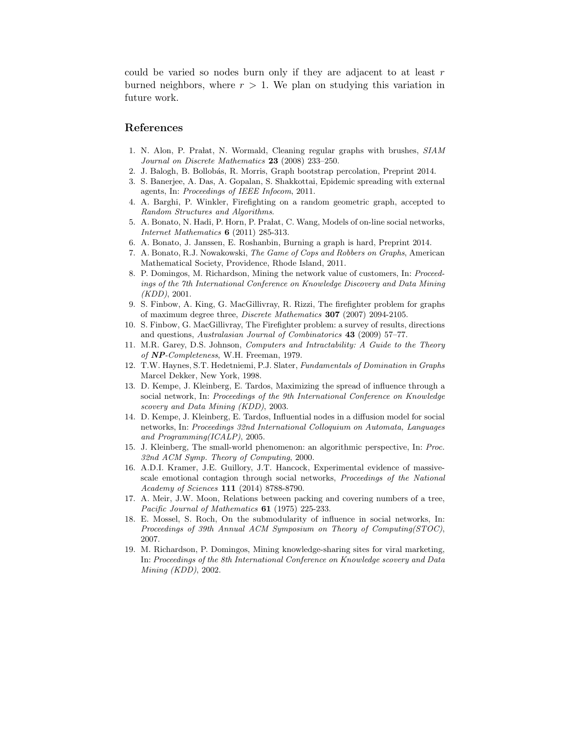could be varied so nodes burn only if they are adjacent to at least $r$ burned neighbors, where $r > 1$. We plan on studying this variation in future work.

## References

1. N. Alon, P. Prałat, N. Wormald, Cleaning regular graphs with brushes, *SIAM Journal on Discrete Mathematics* **23** (2008) 233–250.
2. J. Balogh, B. Bollobás, R. Morris, Graph bootstrap percolation, Preprint 2014.
3. S. Banerjee, A. Das, A. Gopalan, S. Shakkottai, Epidemic spreading with external agents, In: *Proceedings of IEEE Infocom*, 2011.
4. A. Barghi, P. Winkler, Firefighting on a random geometric graph, accepted to *Random Structures and Algorithms*.
5. A. Bonato, N. Hadi, P. Horn, P. Prałat, C. Wang, Models of on-line social networks, *Internet Mathematics* **6** (2011) 285-313.
6. A. Bonato, J. Janssen, E. Roshanbin, Burning a graph is hard, Preprint 2014.
7. A. Bonato, R.J. Nowakowski, *The Game of Cops and Robbers on Graphs*, American Mathematical Society, Providence, Rhode Island, 2011.
8. P. Domingos, M. Richardson, Mining the network value of customers, In: *Proceedings of the 7th International Conference on Knowledge Discovery and Data Mining (KDD)*, 2001.
9. S. Finbow, A. King, G. MacGillivray, R. Rizzi, The firefighter problem for graphs of maximum degree three, *Discrete Mathematics* **307** (2007) 2094-2105.
10. S. Finbow, G. MacGillivray, The Firefighter problem: a survey of results, directions and questions, *Australasian Journal of Combinatorics* **43** (2009) 57–77.
11. M.R. Garey, D.S. Johnson, *Computers and Intractability: A Guide to the Theory of **NP**-Completeness*, W.H. Freeman, 1979.
12. T.W. Haynes, S.T. Hedetniemi, P.J. Slater, *Fundamentals of Domination in Graphs* Marcel Dekker, New York, 1998.
13. D. Kempe, J. Kleinberg, E. Tardos, Maximizing the spread of influence through a social network, In: *Proceedings of the 9th International Conference on Knowledge scovery and Data Mining (KDD)*, 2003.
14. D. Kempe, J. Kleinberg, E. Tardos, Influential nodes in a diffusion model for social networks, In: *Proceedings 32nd International Colloquium on Automata, Languages and Programming(ICALP)*, 2005.
15. J. Kleinberg, The small-world phenomenon: an algorithmic perspective, In: *Proc. 32nd ACM Symp. Theory of Computing*, 2000.
16. A.D.I. Kramer, J.E. Guillory, J.T. Hancock, Experimental evidence of massive-scale emotional contagion through social networks, *Proceedings of the National Academy of Sciences* **111** (2014) 8788-8790.
17. A. Meir, J.W. Moon, Relations between packing and covering numbers of a tree, *Pacific Journal of Mathematics* **61** (1975) 225-233.
18. E. Mossel, S. Roch, On the submodularity of influence in social networks, In: *Proceedings of 39th Annual ACM Symposium on Theory of Computing(STOC)*, 2007.
19. M. Richardson, P. Domingos, Mining knowledge-sharing sites for viral marketing, In: *Proceedings of the 8th International Conference on Knowledge scovery and Data Mining (KDD)*, 2002.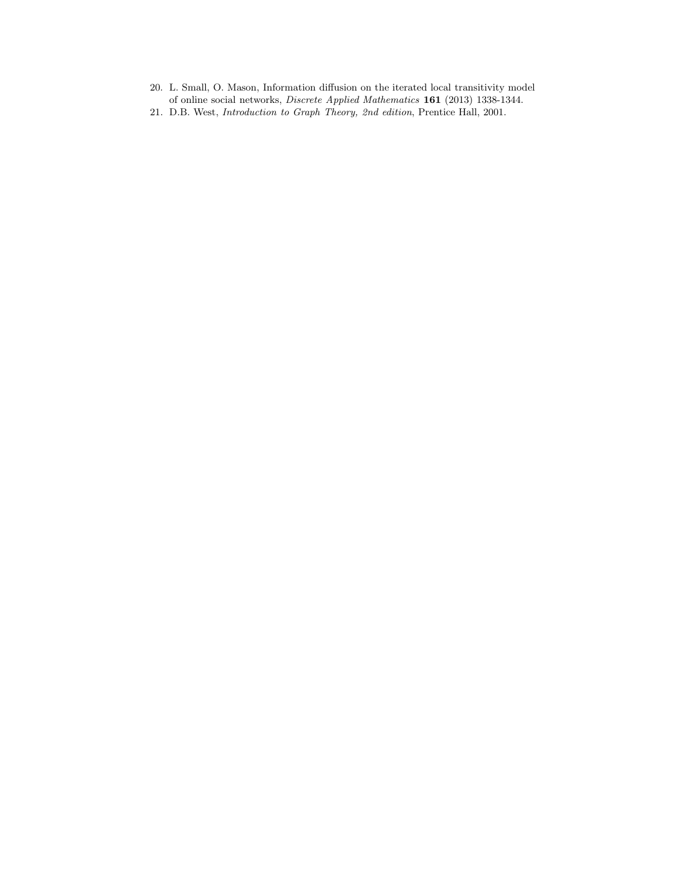20. L. Small, O. Mason, Information diffusion on the iterated local transitivity model of online social networks, *Discrete Applied Mathematics* **161** (2013) 1338-1344.
21. D.B. West, *Introduction to Graph Theory, 2nd edition*, Prentice Hall, 2001.